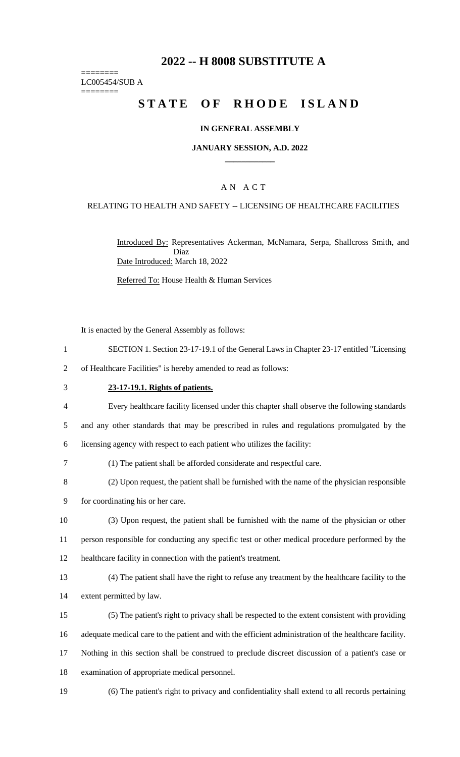# 2022 -- H 8008 SUBSTITUTE A

========
LC005454/SUB A
========

# STATE OF RHODE ISLAND

## IN GENERAL ASSEMBLY

### JANUARY SESSION, A.D. 2022

____________

A N A C T

RELATING TO HEALTH AND SAFETY -- LICENSING OF HEALTHCARE FACILITIES

Introduced By: Representatives Ackerman, McNamara, Serpa, Shallcross Smith, and Diaz

Date Introduced: March 18, 2022

Referred To: House Health & Human Services

It is enacted by the General Assembly as follows:

1 SECTION 1. Section 23-17-19.1 of the General Laws in Chapter 23-17 entitled "Licensing
2 of Healthcare Facilities" is hereby amended to read as follows:

3 **23-17-19.1. Rights of patients.**

4 Every healthcare facility licensed under this chapter shall observe the following standards
5 and any other standards that may be prescribed in rules and regulations promulgated by the
6 licensing agency with respect to each patient who utilizes the facility:

7 (1) The patient shall be afforded considerate and respectful care.

8 (2) Upon request, the patient shall be furnished with the name of the physician responsible
9 for coordinating his or her care.

10 (3) Upon request, the patient shall be furnished with the name of the physician or other
11 person responsible for conducting any specific test or other medical procedure performed by the
12 healthcare facility in connection with the patient's treatment.

13 (4) The patient shall have the right to refuse any treatment by the healthcare facility to the
14 extent permitted by law.

15 (5) The patient's right to privacy shall be respected to the extent consistent with providing
16 adequate medical care to the patient and with the efficient administration of the healthcare facility.
17 Nothing in this section shall be construed to preclude discreet discussion of a patient's case or
18 examination of appropriate medical personnel.

19 (6) The patient's right to privacy and confidentiality shall extend to all records pertaining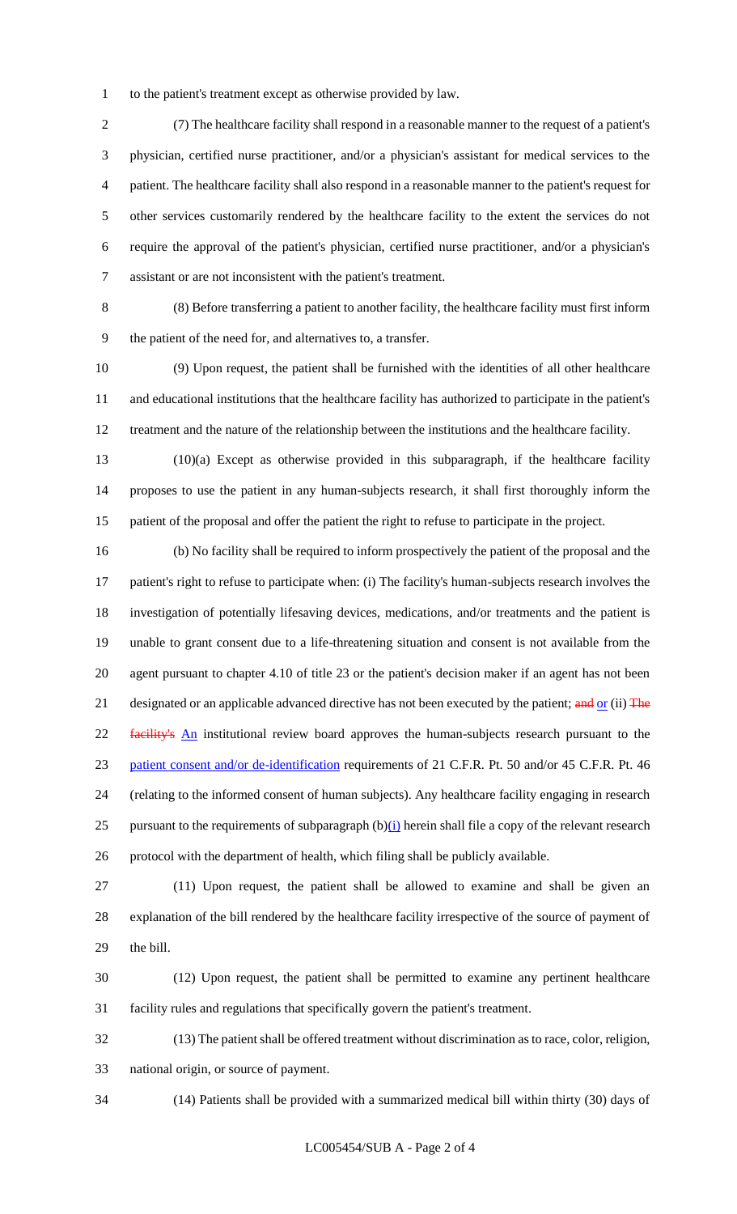to the patient's treatment except as otherwise provided by law.

(7) The healthcare facility shall respond in a reasonable manner to the request of a patient's physician, certified nurse practitioner, and/or a physician's assistant for medical services to the patient. The healthcare facility shall also respond in a reasonable manner to the patient's request for other services customarily rendered by the healthcare facility to the extent the services do not require the approval of the patient's physician, certified nurse practitioner, and/or a physician's assistant or are not inconsistent with the patient's treatment.

(8) Before transferring a patient to another facility, the healthcare facility must first inform the patient of the need for, and alternatives to, a transfer.

(9) Upon request, the patient shall be furnished with the identities of all other healthcare and educational institutions that the healthcare facility has authorized to participate in the patient's treatment and the nature of the relationship between the institutions and the healthcare facility.

(10)(a) Except as otherwise provided in this subparagraph, if the healthcare facility proposes to use the patient in any human-subjects research, it shall first thoroughly inform the patient of the proposal and offer the patient the right to refuse to participate in the project.

(b) No facility shall be required to inform prospectively the patient of the proposal and the patient's right to refuse to participate when: (i) The facility's human-subjects research involves the investigation of potentially lifesaving devices, medications, and/or treatments and the patient is unable to grant consent due to a life-threatening situation and consent is not available from the agent pursuant to chapter 4.10 of title 23 or the patient's decision maker if an agent has not been designated or an applicable advanced directive has not been executed by the patient; ~~and~~ or (ii) ~~The facility's~~ An institutional review board approves the human-subjects research pursuant to the patient consent and/or de-identification requirements of 21 C.F.R. Pt. 50 and/or 45 C.F.R. Pt. 46 (relating to the informed consent of human subjects). Any healthcare facility engaging in research pursuant to the requirements of subparagraph (b)(i) herein shall file a copy of the relevant research protocol with the department of health, which filing shall be publicly available.

(11) Upon request, the patient shall be allowed to examine and shall be given an explanation of the bill rendered by the healthcare facility irrespective of the source of payment of the bill.

(12) Upon request, the patient shall be permitted to examine any pertinent healthcare facility rules and regulations that specifically govern the patient's treatment.

(13) The patient shall be offered treatment without discrimination as to race, color, religion, national origin, or source of payment.

(14) Patients shall be provided with a summarized medical bill within thirty (30) days of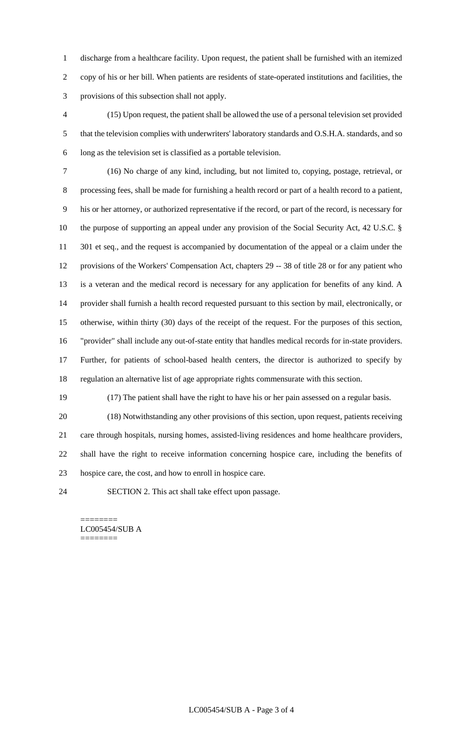discharge from a healthcare facility. Upon request, the patient shall be furnished with an itemized copy of his or her bill. When patients are residents of state-operated institutions and facilities, the provisions of this subsection shall not apply.

(15) Upon request, the patient shall be allowed the use of a personal television set provided that the television complies with underwriters' laboratory standards and O.S.H.A. standards, and so long as the television set is classified as a portable television.

(16) No charge of any kind, including, but not limited to, copying, postage, retrieval, or processing fees, shall be made for furnishing a health record or part of a health record to a patient, his or her attorney, or authorized representative if the record, or part of the record, is necessary for the purpose of supporting an appeal under any provision of the Social Security Act, 42 U.S.C. § 301 et seq., and the request is accompanied by documentation of the appeal or a claim under the provisions of the Workers' Compensation Act, chapters 29 -- 38 of title 28 or for any patient who is a veteran and the medical record is necessary for any application for benefits of any kind. A provider shall furnish a health record requested pursuant to this section by mail, electronically, or otherwise, within thirty (30) days of the receipt of the request. For the purposes of this section, "provider" shall include any out-of-state entity that handles medical records for in-state providers. Further, for patients of school-based health centers, the director is authorized to specify by regulation an alternative list of age appropriate rights commensurate with this section.

(17) The patient shall have the right to have his or her pain assessed on a regular basis.

(18) Notwithstanding any other provisions of this section, upon request, patients receiving care through hospitals, nursing homes, assisted-living residences and home healthcare providers, shall have the right to receive information concerning hospice care, including the benefits of hospice care, the cost, and how to enroll in hospice care.

SECTION 2. This act shall take effect upon passage.

========
LC005454/SUB A
========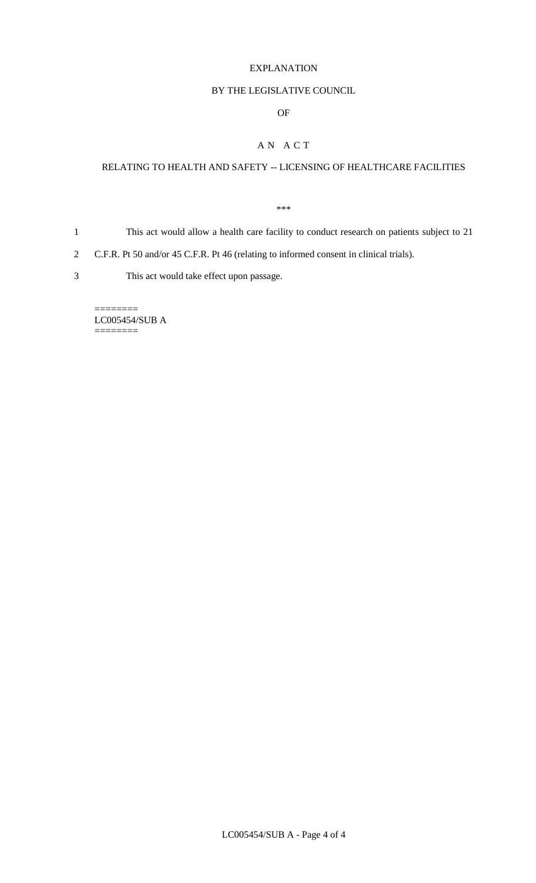EXPLANATION

BY THE LEGISLATIVE COUNCIL

OF

A N A C T

RELATING TO HEALTH AND SAFETY -- LICENSING OF HEALTHCARE FACILITIES

\*\*\*

This act would allow a health care facility to conduct research on patients subject to 21 C.F.R. Pt 50 and/or 45 C.F.R. Pt 46 (relating to informed consent in clinical trials).

This act would take effect upon passage.

========
LC005454/SUB A
========